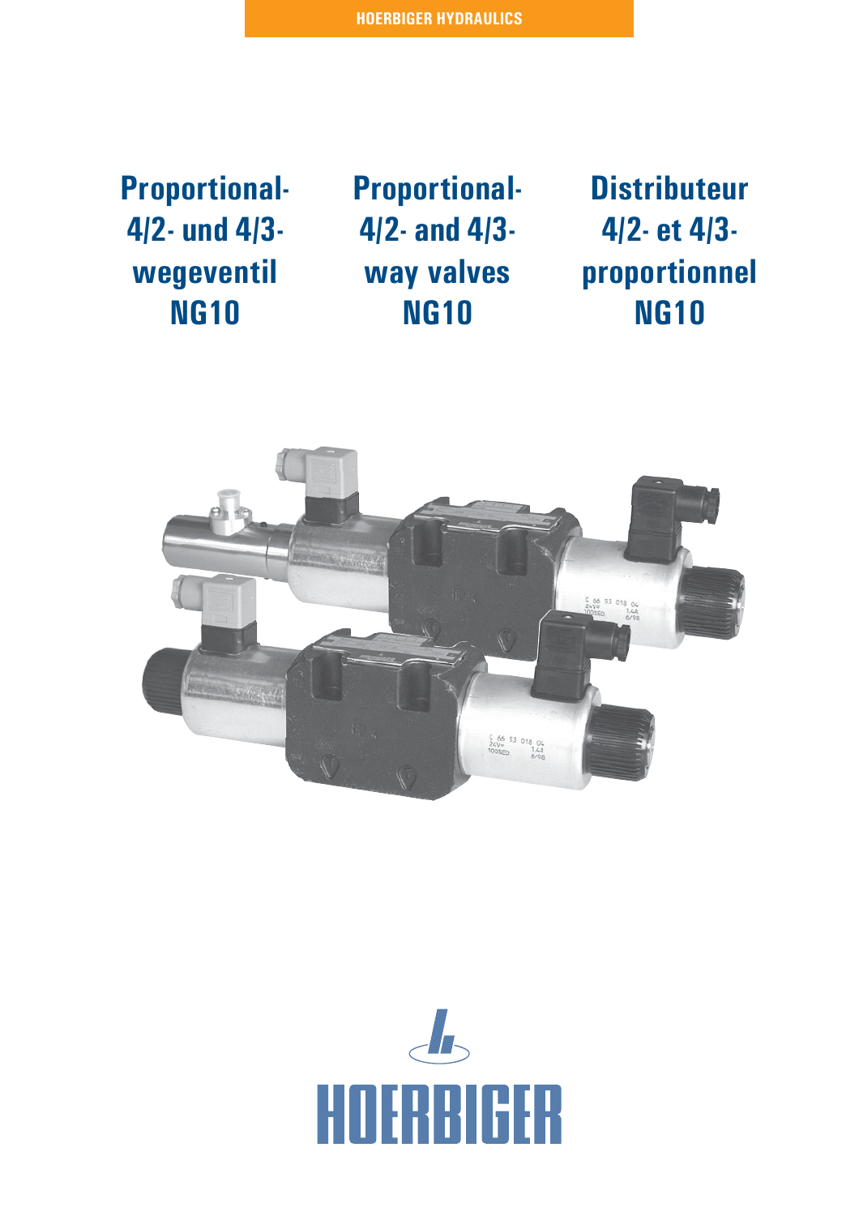HOERBIGER HYDRAULICS

# Proportional-4/2- und 4/3-wegeventil NG10

# Proportional-4/2- and 4/3-way valves NG10

# Distributeur 4/2- et 4/3-proportionnel NG10

HOERBIGER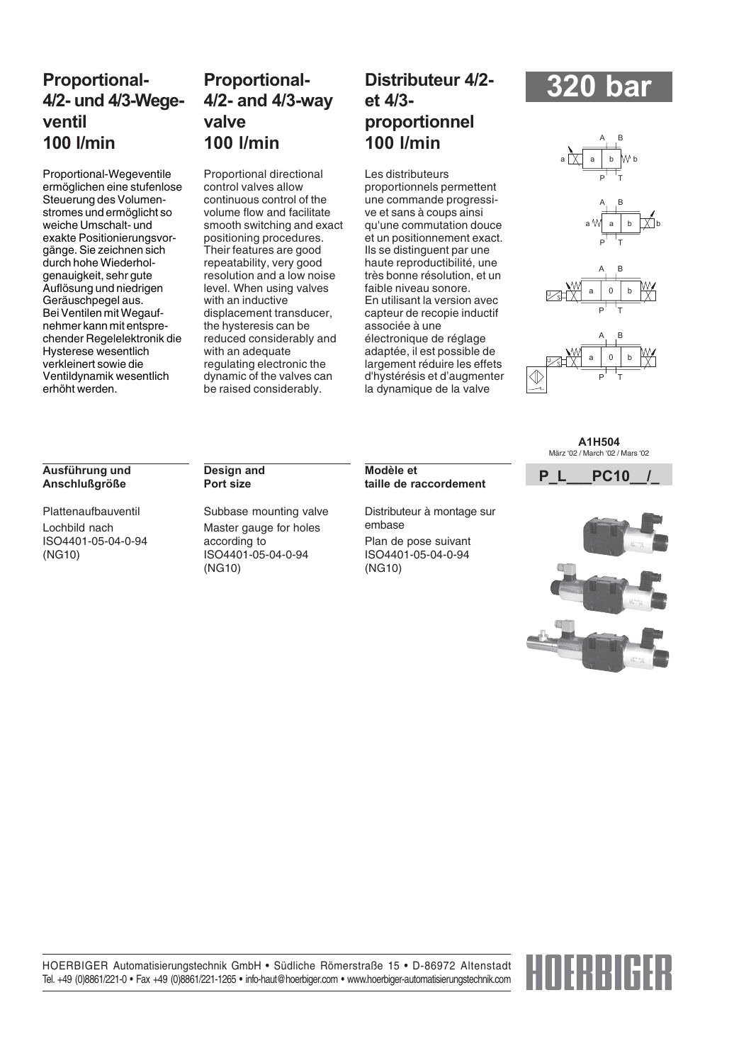## Proportional-4/2- und 4/3-Wegeventil 100 l/min

Proportional-Wegeventile ermöglichen eine stufenlose Steuerung des Volumenstromes und ermöglicht so weiche Umschalt- und exakte Positionierungsvorgänge. Sie zeichnen sich durch hohe Wiederholgenauigkeit, sehr gute Auflösung und niedrigen Geräuschpegel aus. Bei Ventilen mit Wegaufnehmer kann mit entsprechender Regelelektronik die Hysterese wesentlich verkleinert sowie die Ventildynamik wesentlich erhöht werden.

## Proportional-4/2- and 4/3-way valve 100 l/min

Proportional directional control valves allow continuous control of the volume flow and facilitate smooth switching and exact positioning procedures. Their features are good repeatability, very good resolution and a low noise level. When using valves with an inductive displacement transducer, the hysteresis can be reduced considerably and with an adequate regulating electronic the dynamic of the valves can be raised considerably.

## Distributeur 4/2- et 4/3-proportionnel 100 l/min

Les distributeurs proportionnels permettent une commande progressive et sans à coups ainsi qu'une commutation douce et un positionnement exact. Ils se distinguent par une haute reproductibilité, une très bonne résolution, et un faible niveau sonore. En utilisant la version avec capteur de recopie inductif associée à une électronique de réglage adaptée, il est possible de largement réduire les effets d'hystérésis et d'augmenter la dynamique de la valve

# 320 bar

**A1H504**
März '02 / March '02 / Mars '02

**P_L___PC10__/_**

### Ausführung und Anschlußgröße

Plattenaufbauventil

Lochbild nach ISO4401-05-04-0-94 (NG10)

### Design and Port size

Subbase mounting valve

Master gauge for holes according to ISO4401-05-04-0-94 (NG10)

### Modèle et taille de raccordement

Distributeur à montage sur embase

Plan de pose suivant ISO4401-05-04-0-94 (NG10)

HOERBIGER Automatisierungstechnik GmbH • Südliche Römerstraße 15 • D-86972 Altenstadt
Tel. +49 (0)8861/221-0 • Fax +49 (0)8861/221-1265 • info-haut@hoerbiger.com • www.hoerbiger-automatisierungstechnik.com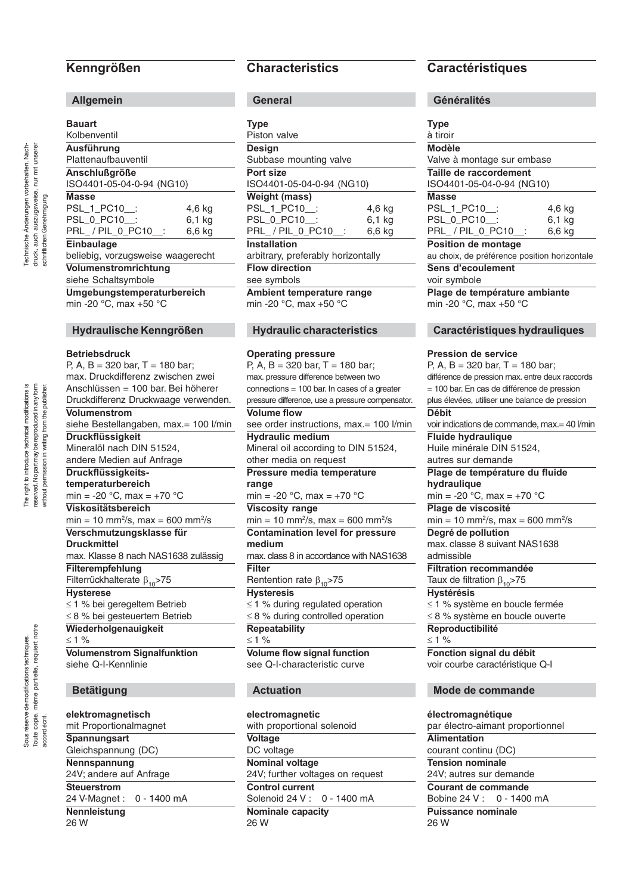## Kenngrößen

### Allgemein

**Bauart**
Kolbenventil

**Ausführung**
Plattenaufbauventil

**Anschlußgröße**
ISO4401-05-04-0-94 (NG10)

**Masse**

| | |
|---|---|
| PSL_1_PC10__: | 4,6 kg |
| PSL_0_PC10__: | 6,1 kg |
| PRL_ / PIL_0_PC10__: | 6,6 kg |

**Einbaulage**
beliebig, vorzugsweise waagerecht

**Volumenstromrichtung**
siehe Schaltsymbole

**Umgebungstemperaturbereich**
min -20 °C, max +50 °C

### Hydraulische Kenngrößen

**Betriebsdruck**
P, A, B = 320 bar, T = 180 bar; max. Druckdifferenz zwischen zwei Anschlüssen = 100 bar. Bei höherer Druckdifferenz Druckwaage verwenden.

**Volumenstrom**
siehe Bestellangaben, max.= 100 l/min

**Druckflüssigkeit**
Mineralöl nach DIN 51524, andere Medien auf Anfrage

**Druckflüssigkeits-temperaturbereich**
min = -20 °C, max = +70 °C

**Viskositätsbereich**
min = 10 mm²/s, max = 600 mm²/s

**Verschmutzungsklasse für Druckmittel**
max. Klasse 8 nach NAS1638 zulässig

**Filterempfehlung**
Filterrückhalterate $\beta_{10}$>75

**Hysterese**
≤ 1 % bei geregeltem Betrieb
≤ 8 % bei gesteuertem Betrieb

**Wiederholgenauigkeit**
≤ 1 %

**Volumenstrom Signalfunktion**
siehe Q-I-Kennlinie

### Betätigung

**elektromagnetisch**
mit Proportionalmagnet

**Spannungsart**
Gleichspannung (DC)

**Nennspannung**
24V; andere auf Anfrage

**Steuerstrom**
24 V-Magnet : 0 - 1400 mA

**Nennleistung**
26 W

## Characteristics

### General

**Type**
Piston valve

**Design**
Subbase mounting valve

**Port size**
ISO4401-05-04-0-94 (NG10)

**Weight (mass)**

| | |
|---|---|
| PSL_1_PC10__: | 4,6 kg |
| PSL_0_PC10__: | 6,1 kg |
| PRL_ / PIL_0_PC10__: | 6,6 kg |

**Installation**
arbitrary, preferably horizontally

**Flow direction**
see symbols

**Ambient temperature range**
min -20 °C, max +50 °C

### Hydraulic characteristics

**Operating pressure**
P, A, B = 320 bar, T = 180 bar; max. pressure difference between two connections = 100 bar. In cases of a greater pressure difference, use a pressure compensator.

**Volume flow**
see order instructions, max.= 100 l/min

**Hydraulic medium**
Mineral oil according to DIN 51524, other media on request

**Pressure media temperature range**
min = -20 °C, max = +70 °C

**Viscosity range**
min = 10 mm²/s, max = 600 mm²/s

**Contamination level for pressure medium**
max. class 8 in accordance with NAS1638

**Filter**
Rentention rate $\beta_{10}$>75

**Hysteresis**
≤ 1 % during regulated operation
≤ 8 % during controlled operation

**Repeatability**
≤ 1 %

**Volume flow signal function**
see Q-I-characteristic curve

### Actuation

**electromagnetic**
with proportional solenoid

**Voltage**
DC voltage

**Nominal voltage**
24V; further voltages on request

**Control current**
Solenoid 24 V : 0 - 1400 mA

**Nominale capacity**
26 W

## Caractéristiques

### Généralités

**Type**
à tiroir

**Modèle**
Valve à montage sur embase

**Taille de raccordement**
ISO4401-05-04-0-94 (NG10)

**Masse**

| | |
|---|---|
| PSL_1_PC10__: | 4,6 kg |
| PSL_0_PC10__: | 6,1 kg |
| PRL_ / PIL_0_PC10__: | 6,6 kg |

**Position de montage**
au choix, de préférence position horizontale

**Sens d'ecoulement**
voir symbole

**Plage de température ambiante**
min -20 °C, max +50 °C

### Caractéristiques hydrauliques

**Pression de service**
P, A, B = 320 bar, T = 180 bar; différence de pression max. entre deux raccords = 100 bar. En cas de différence de pression plus élevées, utiliser une balance de pression

**Débit**
voir indications de commande, max.= 40 l/min

**Fluide hydraulique**
Huile minérale DIN 51524, autres sur demande

**Plage de température du fluide hydraulique**
min = -20 °C, max = +70 °C

**Plage de viscosité**
min = 10 mm²/s, max = 600 mm²/s

**Degré de pollution**
max. classe 8 suivant NAS1638 admissible

**Filtration recommandée**
Taux de filtration $\beta_{10}$>75

**Hystérésis**
≤ 1 % système en boucle fermée
≤ 8 % système en boucle ouverte

**Reproductibilité**
≤ 1 %

**Fonction signal du débit**
voir courbe caractéristique Q-I

### Mode de commande

**électromagnétique**
par électro-aimant proportionnel

**Alimentation**
courant continu (DC)

**Tension nominale**
24V; autres sur demande

**Courant de commande**
Bobine 24 V : 0 - 1400 mA

**Puissance nominale**
26 W

Technische Änderungen vorbehalten. Nachdruck, auch auszugsweise, nur mit unserer schriftlichen Genehmigung.

The right to introduce technical modifications is reserved. No part may be reproduced in any form without permission in writing from the publisher.

Sous réserve de modifications techniques. Toute copie, même partielle, requiert notre accord écrit.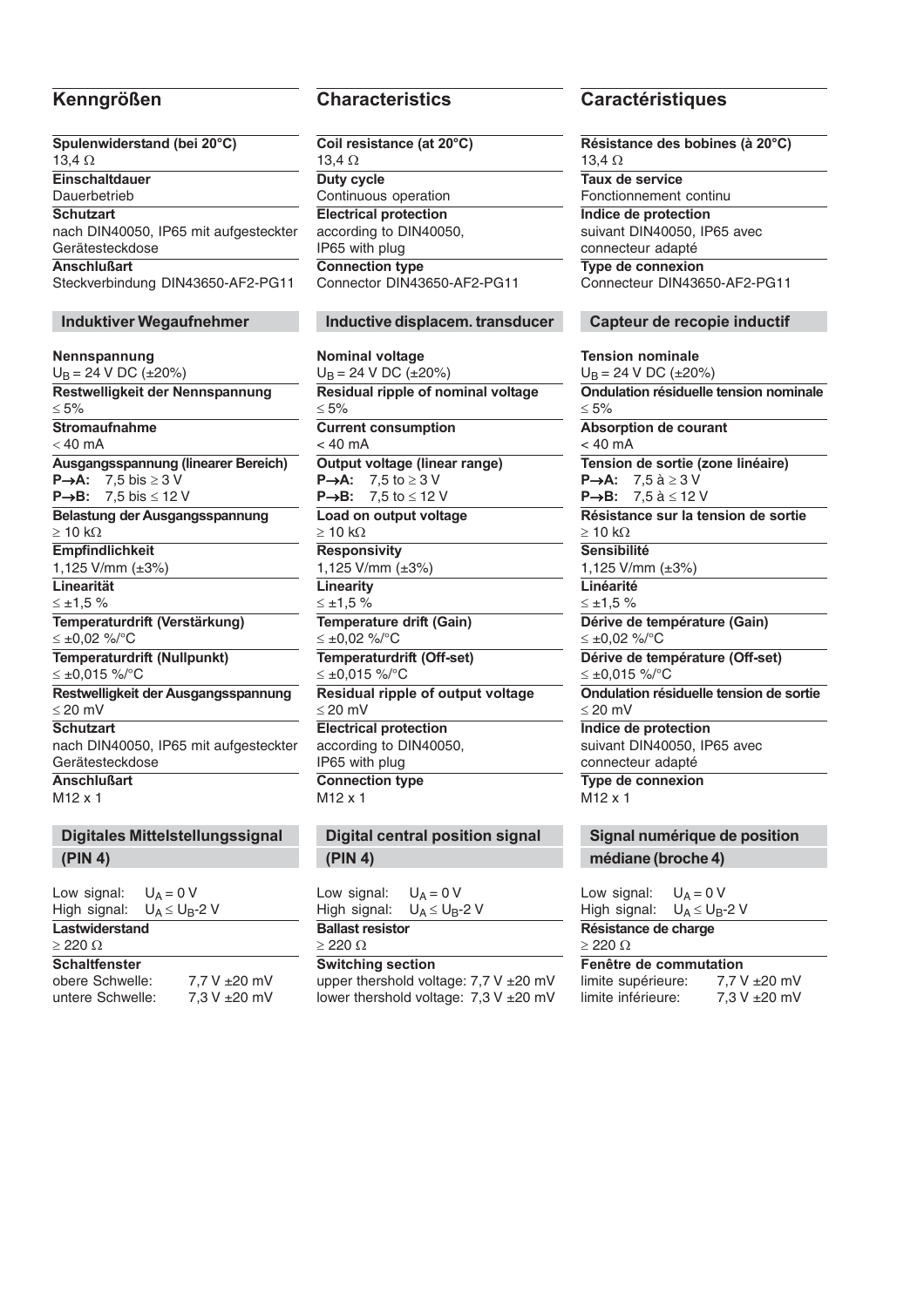## Kenngrößen

**Spulenwiderstand (bei 20°C)**
13,4 Ω

**Einschaltdauer**
Dauerbetrieb

**Schutzart**
nach DIN40050, IP65 mit aufgesteckter Gerätesteckdose

**Anschlußart**
Steckverbindung DIN43650-AF2-PG11

### Induktiver Wegaufnehmer

**Nennspannung**
$U_B$ = 24 V DC (±20%)

**Restwelligkeit der Nennspannung**
≤ 5%

**Stromaufnahme**
< 40 mA

**Ausgangsspannung (linearer Bereich)**
**P→A:** 7,5 bis ≥ 3 V
**P→B:** 7,5 bis ≤ 12 V

**Belastung der Ausgangsspannung**
≥ 10 kΩ

**Empfindlichkeit**
1,125 V/mm (±3%)

**Linearität**
≤ ±1,5 %

**Temperaturdrift (Verstärkung)**
≤ ±0,02 %/°C

**Temperaturdrift (Nullpunkt)**
≤ ±0,015 %/°C

**Restwelligkeit der Ausgangsspannung**
≤ 20 mV

**Schutzart**
nach DIN40050, IP65 mit aufgesteckter Gerätesteckdose

**Anschlußart**
M12 x 1

### Digitales Mittelstellungssignal (PIN 4)

Low signal: $U_A = 0$ V
High signal: $U_A \leq U_B$-2 V

**Lastwiderstand**
≥ 220 Ω

**Schaltfenster**
obere Schwelle: 7,7 V ±20 mV
untere Schwelle: 7,3 V ±20 mV

## Characteristics

**Coil resistance (at 20°C)**
13,4 Ω

**Duty cycle**
Continuous operation

**Electrical protection**
according to DIN40050, IP65 with plug

**Connection type**
Connector DIN43650-AF2-PG11

### Inductive displacem. transducer

**Nominal voltage**
$U_B$ = 24 V DC (±20%)

**Residual ripple of nominal voltage**
≤ 5%

**Current consumption**
< 40 mA

**Output voltage (linear range)**
**P→A:** 7,5 to ≥ 3 V
**P→B:** 7,5 to ≤ 12 V

**Load on output voltage**
≥ 10 kΩ

**Responsivity**
1,125 V/mm (±3%)

**Linearity**
≤ ±1,5 %

**Temperature drift (Gain)**
≤ ±0,02 %/°C

**Temperaturdrift (Off-set)**
≤ ±0,015 %/°C

**Residual ripple of output voltage**
≤ 20 mV

**Electrical protection**
according to DIN40050, IP65 with plug

**Connection type**
M12 x 1

### Digital central position signal (PIN 4)

Low signal: $U_A = 0$ V
High signal: $U_A \leq U_B$-2 V

**Ballast resistor**
≥ 220 Ω

**Switching section**
upper thershold voltage: 7,7 V ±20 mV
lower thershold voltage: 7,3 V ±20 mV

## Caractéristiques

**Résistance des bobines (à 20°C)**
13,4 Ω

**Taux de service**
Fonctionnement continu

**Indice de protection**
suivant DIN40050, IP65 avec connecteur adapté

**Type de connexion**
Connecteur DIN43650-AF2-PG11

### Capteur de recopie inductif

**Tension nominale**
$U_B$ = 24 V DC (±20%)

**Ondulation résiduelle tension nominale**
≤ 5%

**Absorption de courant**
< 40 mA

**Tension de sortie (zone linéaire)**
**P→A:** 7,5 à ≥ 3 V
**P→B:** 7,5 à ≤ 12 V

**Résistance sur la tension de sortie**
≥ 10 kΩ

**Sensibilité**
1,125 V/mm (±3%)

**Linéarité**
≤ ±1,5 %

**Dérive de température (Gain)**
≤ ±0,02 %/°C

**Dérive de température (Off-set)**
≤ ±0,015 %/°C

**Ondulation résiduelle tension de sortie**
≤ 20 mV

**Indice de protection**
suivant DIN40050, IP65 avec connecteur adapté

**Type de connexion**
M12 x 1

### Signal numérique de position médiane (broche 4)

Low signal: $U_A = 0$ V
High signal: $U_A \leq U_B$-2 V

**Résistance de charge**
≥ 220 Ω

**Fenêtre de commutation**
limite supérieure: 7,7 V ±20 mV
limite inférieure: 7,3 V ±20 mV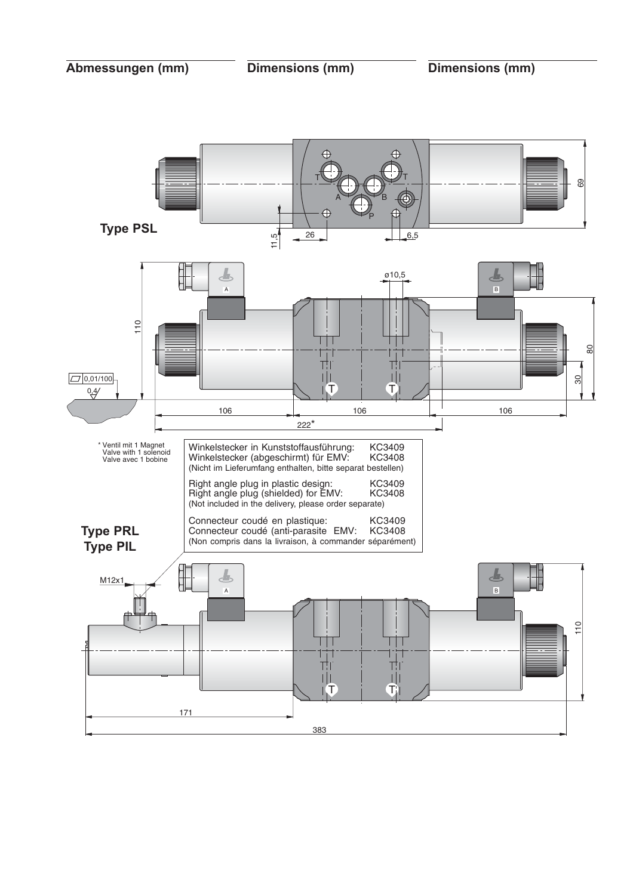## Abmessungen (mm)

## Dimensions (mm)

## Dimensions (mm)

**Type PSL**

T T A B P 69 11,5 26 6,5

ø10,5 110 80 30 0,01/100 0,4 T T 106 106 106 222*

\* Ventil mit 1 Magnet
Valve with 1 solenoid
Valve avec 1 bobine

Winkelstecker in Kunststoffausführung: KC3409
Winkelstecker (abgeschirmt) für EMV: KC3408
(Nicht im Lieferumfang enthalten, bitte separat bestellen)

Right angle plug in plastic design: KC3409
Right angle plug (shielded) for EMV: KC3408
(Not included in the delivery, please order separate)

Connecteur coudé en plastique: KC3409
Connecteur coudé (anti-parasite EMV: KC3408
(Non compris dans la livraison, à commander séparément)

**Type PRL**
**Type PIL**

M12x1 110 T T 171 383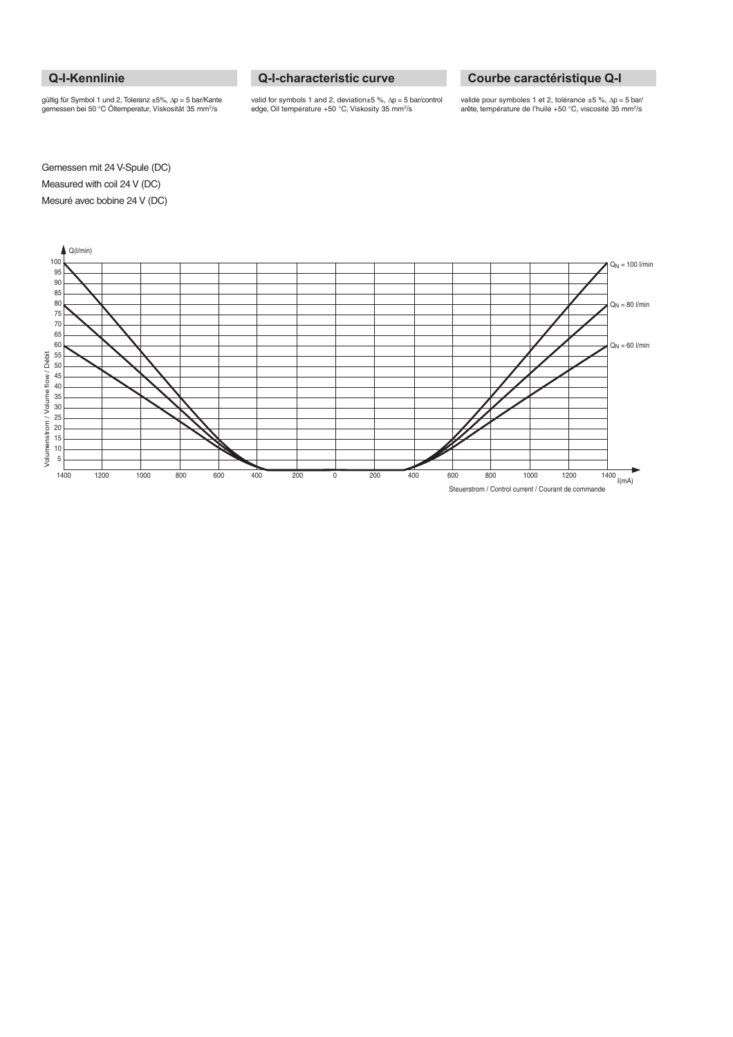## Q-I-Kennlinie

gültig für Symbol 1 und 2, Toleranz ±5%, Δp = 5 bar/Kante gemessen bei 50 °C Öltemperatur, Viskosität 35 mm²/s

## Q-I-characteristic curve

valid for symbols 1 and 2, deviation±5 %, Δp = 5 bar/control edge, Oil temperature +50 °C, Viskosity 35 mm²/s

## Courbe caractéristique Q-I

valide pour symboles 1 et 2, tolérance ±5 %, Δp = 5 bar/ arête, température de l'huile +50 °C, viscosité 35 mm²/s

Gemessen mit 24 V-Spule (DC)

Measured with coil 24 V (DC)

Mesuré avec bobine 24 V (DC)

Q(l/min)

Volumenstrom / Volume flow / Débit

$Q_N$ = 100 l/min

$Q_N$ = 80 l/min

$Q_N$ = 60 l/min

I(mA)

Steuerstrom / Control current / Courant de commande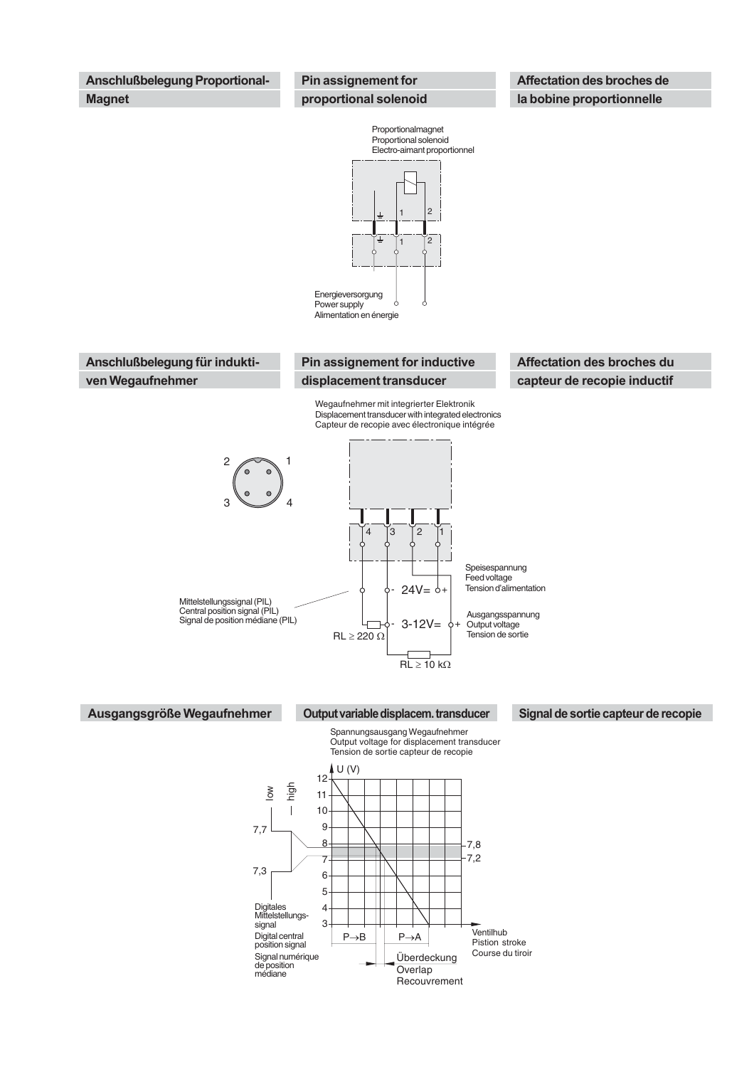## Anschlußbelegung Proportional-Magnet

## Pin assignement for proportional solenoid

## Affectation des broches de la bobine proportionnelle

Proportionalmagnet
Proportional solenoid
Electro-aimant proportionnel

1 2

Energieversorgung
Power supply
Alimentation en énergie

## Anschlußbelegung für induktiven Wegaufnehmer

## Pin assignement for inductive displacement transducer

## Affectation des broches du capteur de recopie inductif

Wegaufnehmer mit integrierter Elektronik
Displacement transducer with integrated electronics
Capteur de recopie avec électronique intégrée

2 1
3 4

4 3 2 1

Speisespannung
Feed voltage
Tension d'alimentation

- 24V= +

Mittelstellungssignal (PIL)
Central position signal (PIL)
Signal de position médiane (PIL)

- 3-12V= +

Ausgangsspannung
Output voltage
Tension de sortie

RL ≥ 220 Ω

RL ≥ 10 kΩ

## Ausgangsgröße Wegaufnehmer

## Output variable displacem. transducer

## Signal de sortie capteur de recopie

Spannungsausgang Wegaufnehmer
Output voltage for displacement transducer
Tension de sortie capteur de recopie

U (V)

12, 11, 10, 9, 8, 7, 6, 5, 4, 3

low — high

7,7

7,3

7,8

7,2

Digitales Mittelstellungs-signal
Digital central position signal
Signal numérique de position médiane

P→B P→A

Ventilhub
Pistion stroke
Course du tiroir

Überdeckung
Overlap
Recouvrement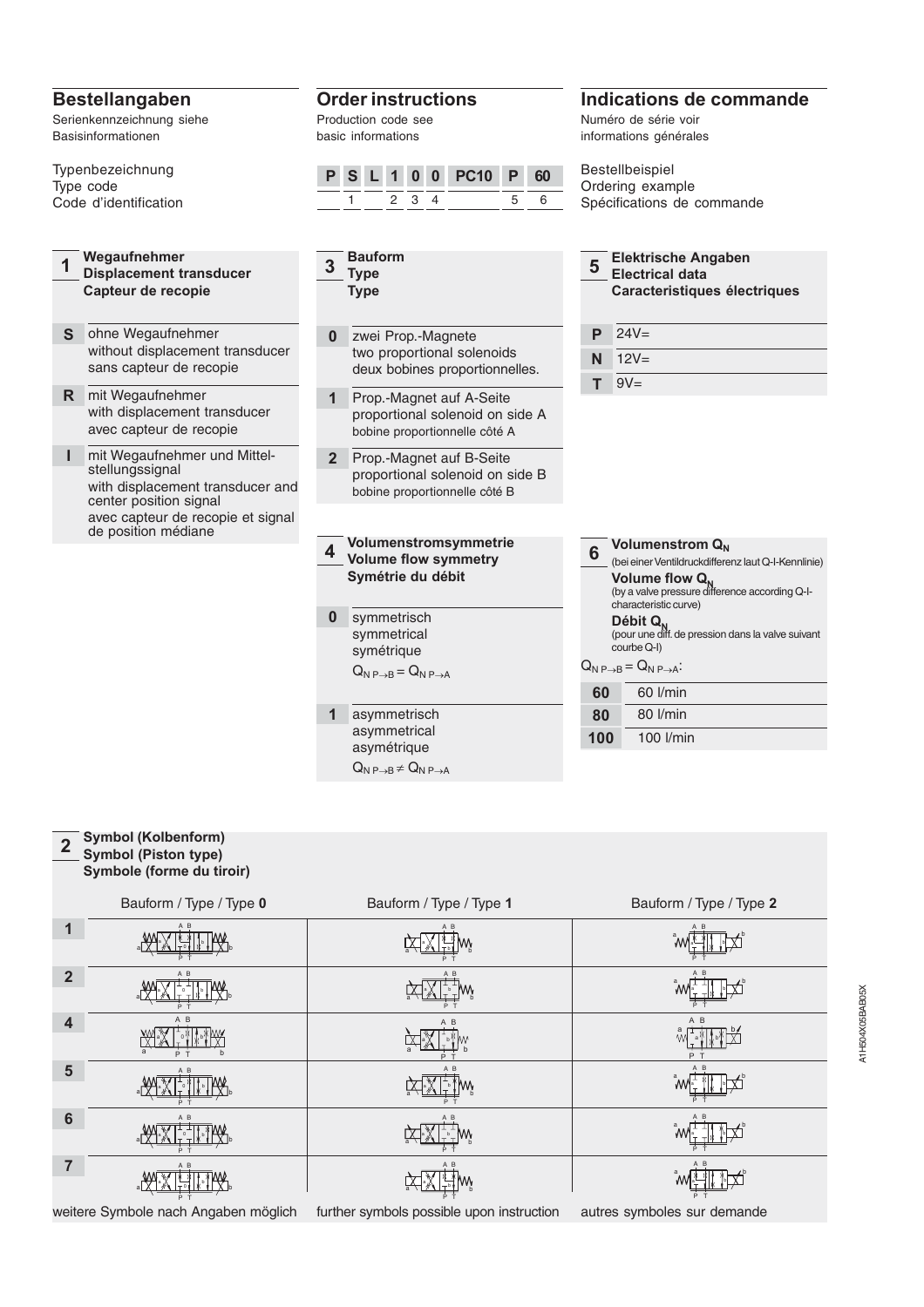## Bestellangaben

Serienkennzeichnung siehe Basisinformationen

Typenbezeichnung
Type code
Code d'identification

## Order instructions

Production code see basic informations

| P | S | L | 1 | 0 | 0 | PC10 | P | 60 |
|---|---|---|---|---|---|---|---|---|
| | 1 | | 2 | 3 | 4 | | 5 | 6 |

## Indications de commande

Numéro de série voir informations générales

Bestellbeispiel
Ordering example
Spécifications de commande

### 1 Wegaufnehmer / Displacement transducer / Capteur de recopie

| | |
|---|---|
| **S** | ohne Wegaufnehmer<br>without displacement transducer<br>sans capteur de recopie |
| **R** | mit Wegaufnehmer<br>with displacement transducer<br>avec capteur de recopie |
| **I** | mit Wegaufnehmer und Mittelstellungssignal<br>with displacement transducer and center position signal<br>avec capteur de recopie et signal de position médiane |

### 3 Bauform / Type / Type

| | |
|---|---|
| **0** | zwei Prop.-Magnete<br>two proportional solenoids<br>deux bobines proportionnelles. |
| **1** | Prop.-Magnet auf A-Seite<br>proportional solenoid on side A<br>bobine proportionnelle côté A |
| **2** | Prop.-Magnet auf B-Seite<br>proportional solenoid on side B<br>bobine proportionnelle côté B |

### 5 Elektrische Angaben / Electrical data / Caracteristiques électriques

| | |
|---|---|
| **P** | 24V= |
| **N** | 12V= |
| **T** | 9V= |

### 4 Volumenstromsymmetrie / Volume flow symmetry / Symétrie du débit

| | |
|---|---|
| **0** | symmetrisch<br>symmetrical<br>symétrique<br>$Q_{N\,P \rightarrow B} = Q_{N\,P \rightarrow A}$ |
| **1** | asymmetrisch<br>asymmetrical<br>asymétrique<br>$Q_{N\,P \rightarrow B} \neq Q_{N\,P \rightarrow A}$ |

### 6 Volumenstrom $Q_N$

(bei einer Ventildruckdifferenz laut Q-I-Kennlinie)

**Volume flow $Q_N$**
(by a valve pressure difference according Q-I-characteristic curve)

**Débit $Q_N$**
(pour une diff. de pression dans la valve suivant courbe Q-I)

$Q_{N\,P \rightarrow B} = Q_{N\,P \rightarrow A}$:

| | |
|---|---|
| **60** | 60 l/min |
| **80** | 80 l/min |
| **100** | 100 l/min |

### 2 Symbol (Kolbenform) / Symbol (Piston type) / Symbole (forme du tiroir)

| | Bauform / Type / Type **0** | Bauform / Type / Type **1** | Bauform / Type / Type **2** |
|---|---|---|---|
| **1** | | | |
| **2** | | | |
| **4** | | | |
| **5** | | | |
| **6** | | | |
| **7** | | | |

weitere Symbole nach Angaben möglich — further symbols possible upon instruction — autres symboles sur demande

A1H504X05BAB05X